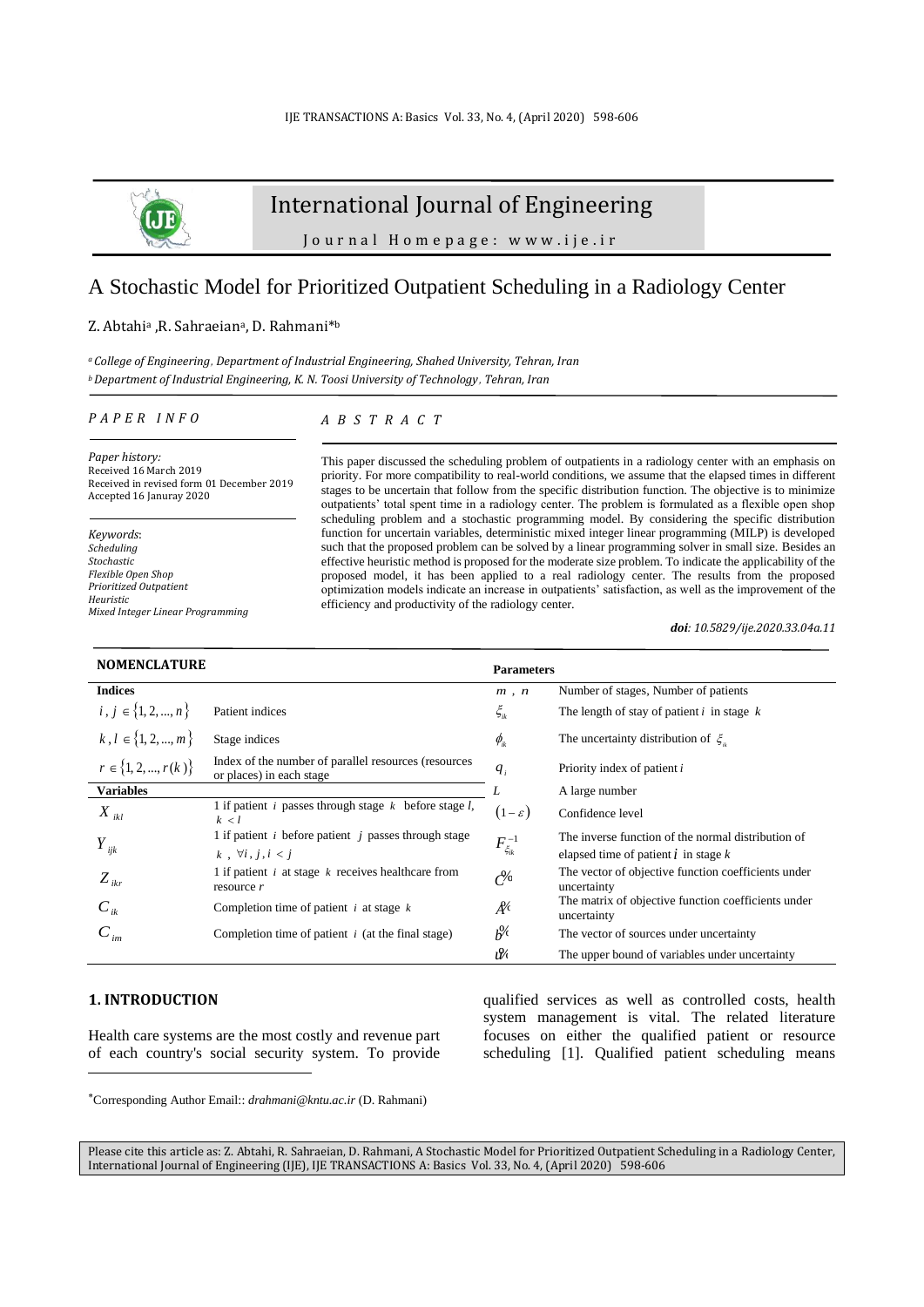# International Journal of Engineering

Journal Homepage: www.ije.ir

# A Stochastic Model for Prioritized Outpatient Scheduling in a Radiology Center

Z. Abtahi[a], R. Sahraeian[a], D. Rahmani*[b]

[a] *College of Engineering, Department of Industrial Engineering, Shahed University, Tehran, Iran*
[b] *Department of Industrial Engineering, K. N. Toosi University of Technology, Tehran, Iran*

## PAPER INFO

*Paper history:*
Received 16 March 2019
Received in revised form 01 December 2019
Accepted 16 Januray 2020

*Keywords*:
*Scheduling*
*Stochastic*
*Flexible Open Shop*
*Prioritized Outpatient*
*Heuristic*
*Mixed Integer Linear Programming*

## ABSTRACT

This paper discussed the scheduling problem of outpatients in a radiology center with an emphasis on priority. For more compatibility to real-world conditions, we assume that the elapsed times in different stages to be uncertain that follow from the specific distribution function. The objective is to minimize outpatients' total spent time in a radiology center. The problem is formulated as a flexible open shop scheduling problem and a stochastic programming model. By considering the specific distribution function for uncertain variables, deterministic mixed integer linear programming (MILP) is developed such that the proposed problem can be solved by a linear programming solver in small size. Besides an effective heuristic method is proposed for the moderate size problem. To indicate the applicability of the proposed model, it has been applied to a real radiology center. The results from the proposed optimization models indicate an increase in outpatients' satisfaction, as well as the improvement of the efficiency and productivity of the radiology center.

*doi: 10.5829/ije.2020.33.04a.11*

## NOMENCLATURE

| **Indices** | |
|---|---|
| $i, j \in \{1, 2, ..., n\}$ | Patient indices |
| $k, l \in \{1, 2, ..., m\}$ | Stage indices |
| $r \in \{1, 2, ..., r(k)\}$ | Index of the number of parallel resources (resources or places) in each stage |
| **Variables** | |
| $X_{ikl}$ | 1 if patient $i$ passes through stage $k$ before stage $l$, $k < l$ |
| $Y_{ijk}$ | 1 if patient $i$ before patient $j$ passes through stage $k$, $\forall i, j, i < j$ |
| $Z_{ikr}$ | 1 if patient $i$ at stage $k$ receives healthcare from resource $r$ |
| $C_{ik}$ | Completion time of patient $i$ at stage $k$ |
| $C_{im}$ | Completion time of patient $i$ (at the final stage) |

| **Parameters** | |
|---|---|
| $m$, $n$ | Number of stages, Number of patients |
| $\xi_{ik}$ | The length of stay of patient $i$ in stage $k$ |
| $\phi_{ik}$ | The uncertainty distribution of $\xi_{ik}$ |
| $q_i$ | Priority index of patient $i$ |
| $L$ | A large number |
| $(1-\varepsilon)$ | Confidence level |
| $F_{\xi_{ik}}^{-1}$ | The inverse function of the normal distribution of elapsed time of patient $i$ in stage $k$ |
| $\tilde{C}$ | The vector of objective function coefficients under uncertainty |
| $\tilde{A}$ | The matrix of objective function coefficients under uncertainty |
| $\tilde{b}$ | The vector of sources under uncertainty |
| $\tilde{u}$ | The upper bound of variables under uncertainty |

## 1. INTRODUCTION

Health care systems are the most costly and revenue part of each country's social security system. To provide qualified services as well as controlled costs, health system management is vital. The related literature focuses on either the qualified patient or resource scheduling [1]. Qualified patient scheduling means

*Corresponding Author Email:: *drahmani@kntu.ac.ir* (D. Rahmani)

Please cite this article as: Z. Abtahi, R. Sahraeian, D. Rahmani, A Stochastic Model for Prioritized Outpatient Scheduling in a Radiology Center, International Journal of Engineering (IJE), IJE TRANSACTIONS A: Basics Vol. 33, No. 4, (April 2020) 598-606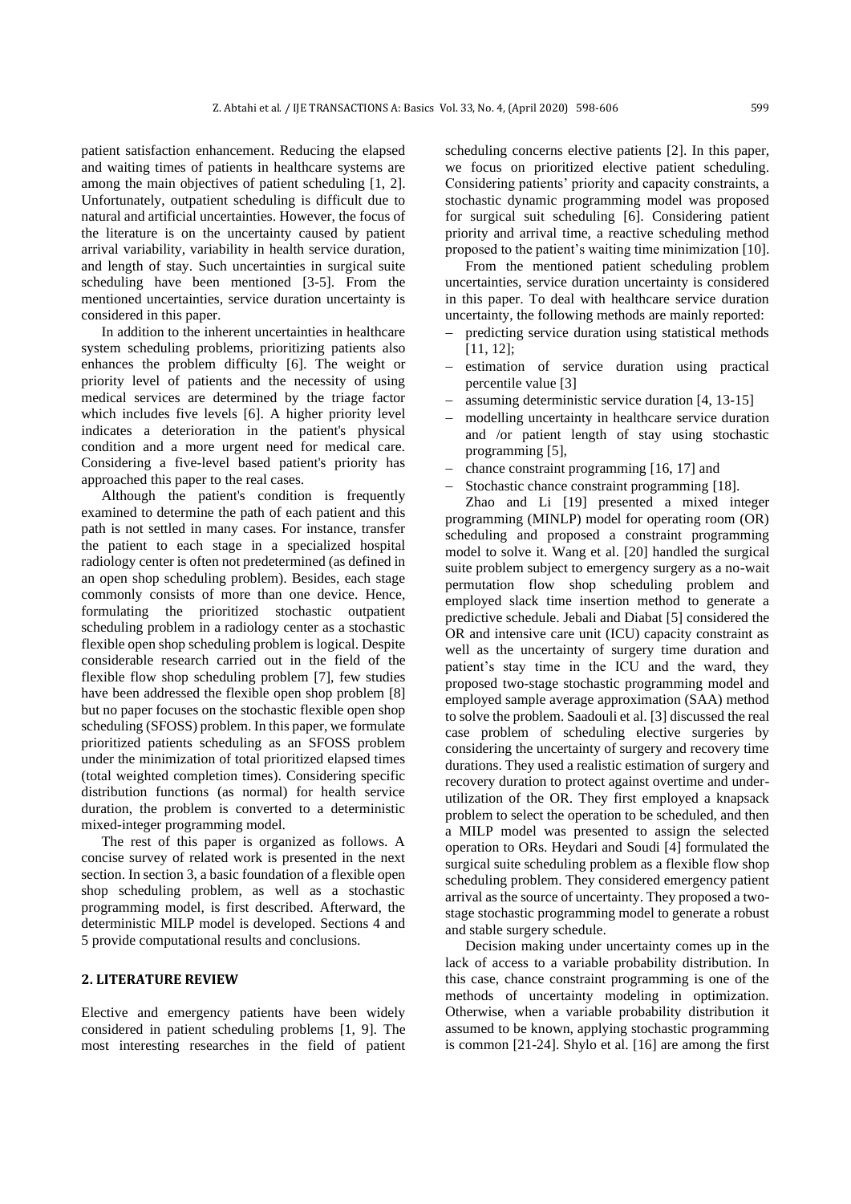patient satisfaction enhancement. Reducing the elapsed and waiting times of patients in healthcare systems are among the main objectives of patient scheduling [1, 2]. Unfortunately, outpatient scheduling is difficult due to natural and artificial uncertainties. However, the focus of the literature is on the uncertainty caused by patient arrival variability, variability in health service duration, and length of stay. Such uncertainties in surgical suite scheduling have been mentioned [3-5]. From the mentioned uncertainties, service duration uncertainty is considered in this paper.

In addition to the inherent uncertainties in healthcare system scheduling problems, prioritizing patients also enhances the problem difficulty [6]. The weight or priority level of patients and the necessity of using medical services are determined by the triage factor which includes five levels [6]. A higher priority level indicates a deterioration in the patient's physical condition and a more urgent need for medical care. Considering a five-level based patient's priority has approached this paper to the real cases.

Although the patient's condition is frequently examined to determine the path of each patient and this path is not settled in many cases. For instance, transfer the patient to each stage in a specialized hospital radiology center is often not predetermined (as defined in an open shop scheduling problem). Besides, each stage commonly consists of more than one device. Hence, formulating the prioritized stochastic outpatient scheduling problem in a radiology center as a stochastic flexible open shop scheduling problem is logical. Despite considerable research carried out in the field of the flexible flow shop scheduling problem [7], few studies have been addressed the flexible open shop problem [8] but no paper focuses on the stochastic flexible open shop scheduling (SFOSS) problem. In this paper, we formulate prioritized patients scheduling as an SFOSS problem under the minimization of total prioritized elapsed times (total weighted completion times). Considering specific distribution functions (as normal) for health service duration, the problem is converted to a deterministic mixed-integer programming model.

The rest of this paper is organized as follows. A concise survey of related work is presented in the next section. In section 3, a basic foundation of a flexible open shop scheduling problem, as well as a stochastic programming model, is first described. Afterward, the deterministic MILP model is developed. Sections 4 and 5 provide computational results and conclusions.

## 2. LITERATURE REVIEW

Elective and emergency patients have been widely considered in patient scheduling problems [1, 9]. The most interesting researches in the field of patient scheduling concerns elective patients [2]. In this paper, we focus on prioritized elective patient scheduling. Considering patients' priority and capacity constraints, a stochastic dynamic programming model was proposed for surgical suit scheduling [6]. Considering patient priority and arrival time, a reactive scheduling method proposed to the patient's waiting time minimization [10].

From the mentioned patient scheduling problem uncertainties, service duration uncertainty is considered in this paper. To deal with healthcare service duration uncertainty, the following methods are mainly reported:

- predicting service duration using statistical methods [11, 12];
- estimation of service duration using practical percentile value [3]
- assuming deterministic service duration [4, 13-15]
- modelling uncertainty in healthcare service duration and /or patient length of stay using stochastic programming [5],
- chance constraint programming [16, 17] and
- Stochastic chance constraint programming [18].

Zhao and Li [19] presented a mixed integer programming (MINLP) model for operating room (OR) scheduling and proposed a constraint programming model to solve it. Wang et al. [20] handled the surgical suite problem subject to emergency surgery as a no-wait permutation flow shop scheduling problem and employed slack time insertion method to generate a predictive schedule. Jebali and Diabat [5] considered the OR and intensive care unit (ICU) capacity constraint as well as the uncertainty of surgery time duration and patient's stay time in the ICU and the ward, they proposed two-stage stochastic programming model and employed sample average approximation (SAA) method to solve the problem. Saadouli et al. [3] discussed the real case problem of scheduling elective surgeries by considering the uncertainty of surgery and recovery time durations. They used a realistic estimation of surgery and recovery duration to protect against overtime and under-utilization of the OR. They first employed a knapsack problem to select the operation to be scheduled, and then a MILP model was presented to assign the selected operation to ORs. Heydari and Soudi [4] formulated the surgical suite scheduling problem as a flexible flow shop scheduling problem. They considered emergency patient arrival as the source of uncertainty. They proposed a two-stage stochastic programming model to generate a robust and stable surgery schedule.

Decision making under uncertainty comes up in the lack of access to a variable probability distribution. In this case, chance constraint programming is one of the methods of uncertainty modeling in optimization. Otherwise, when a variable probability distribution it assumed to be known, applying stochastic programming is common [21-24]. Shylo et al. [16] are among the first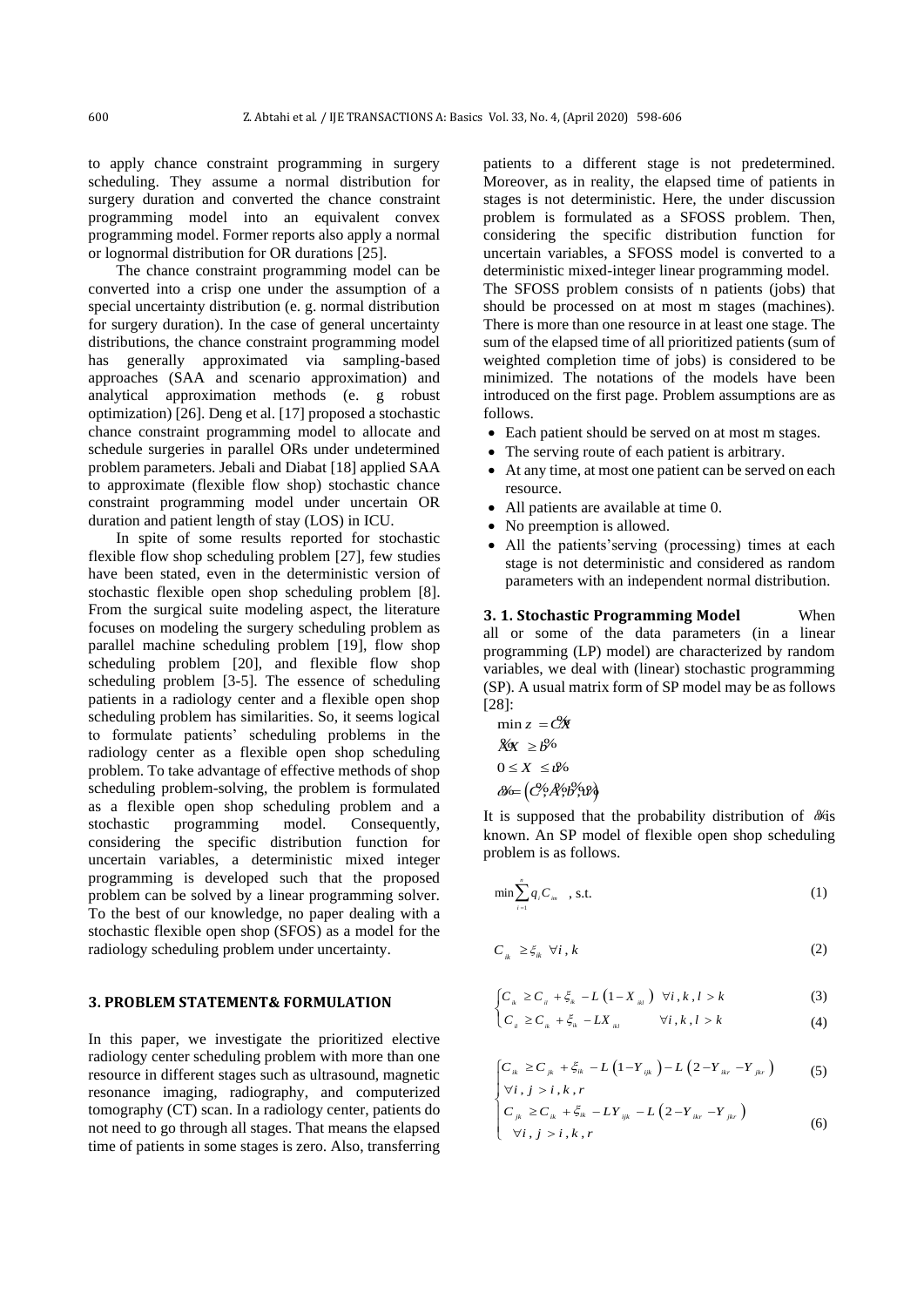to apply chance constraint programming in surgery scheduling. They assume a normal distribution for surgery duration and converted the chance constraint programming model into an equivalent convex programming model. Former reports also apply a normal or lognormal distribution for OR durations [25].

The chance constraint programming model can be converted into a crisp one under the assumption of a special uncertainty distribution (e. g. normal distribution for surgery duration). In the case of general uncertainty distributions, the chance constraint programming model has generally approximated via sampling-based approaches (SAA and scenario approximation) and analytical approximation methods (e. g robust optimization) [26]. Deng et al. [17] proposed a stochastic chance constraint programming model to allocate and schedule surgeries in parallel ORs under undetermined problem parameters. Jebali and Diabat [18] applied SAA to approximate (flexible flow shop) stochastic chance constraint programming model under uncertain OR duration and patient length of stay (LOS) in ICU.

In spite of some results reported for stochastic flexible flow shop scheduling problem [27], few studies have been stated, even in the deterministic version of stochastic flexible open shop scheduling problem [8]. From the surgical suite modeling aspect, the literature focuses on modeling the surgery scheduling problem as parallel machine scheduling problem [19], flow shop scheduling problem [20], and flexible flow shop scheduling problem [3-5]. The essence of scheduling patients in a radiology center and a flexible open shop scheduling problem has similarities. So, it seems logical to formulate patients' scheduling problems in the radiology center as a flexible open shop scheduling problem. To take advantage of effective methods of shop scheduling problem-solving, the problem is formulated as a flexible open shop scheduling problem and a stochastic programming model. Consequently, considering the specific distribution function for uncertain variables, a deterministic mixed integer programming is developed such that the proposed problem can be solved by a linear programming solver. To the best of our knowledge, no paper dealing with a stochastic flexible open shop (SFOS) as a model for the radiology scheduling problem under uncertainty.

## 3. PROBLEM STATEMENT& FORMULATION

In this paper, we investigate the prioritized elective radiology center scheduling problem with more than one resource in different stages such as ultrasound, magnetic resonance imaging, radiography, and computerized tomography (CT) scan. In a radiology center, patients do not need to go through all stages. That means the elapsed time of patients in some stages is zero. Also, transferring patients to a different stage is not predetermined. Moreover, as in reality, the elapsed time of patients in stages is not deterministic. Here, the under discussion problem is formulated as a SFOSS problem. Then, considering the specific distribution function for uncertain variables, a SFOSS model is converted to a deterministic mixed-integer linear programming model. The SFOSS problem consists of n patients (jobs) that should be processed on at most m stages (machines). There is more than one resource in at least one stage. The sum of the elapsed time of all prioritized patients (sum of weighted completion time of jobs) is considered to be minimized. The notations of the models have been introduced on the first page. Problem assumptions are as follows.

- Each patient should be served on at most m stages.
- The serving route of each patient is arbitrary.
- At any time, at most one patient can be served on each resource.
- All patients are available at time 0.
- No preemption is allowed.
- All the patients'serving (processing) times at each stage is not deterministic and considered as random parameters with an independent normal distribution.

### 3. 1. Stochastic Programming Model

When all or some of the data parameters (in a linear programming (LP) model) are characterized by random variables, we deal with (linear) stochastic programming (SP). A usual matrix form of SP model may be as follows [28]:

$$\min z = \tilde{C}X$$
$$\tilde{A}X \geq \tilde{b}$$
$$0 \leq X \leq \tilde{u}$$
$$\tilde{\omega} = \left(\tilde{C}, \tilde{A}, \tilde{b}, \tilde{u}\right)$$

It is supposed that the probability distribution of $\tilde{\omega}$ is known. An SP model of flexible open shop scheduling problem is as follows.

$$\min \sum_{i=1}^{n} q_i C_{im} \quad \text{, s.t.} \tag{1}$$

$$C_{ik} \geq \xi_{ik} \quad \forall i, k \tag{2}$$

$$\begin{cases} C_{ik} \geq C_{il} + \xi_{ik} - L\left(1 - X_{ikl}\right) & \forall i, k, l > k \quad (3) \\ C_{il} \geq C_{ik} + \xi_{ik} - LX_{ikl} & \forall i, k, l > k \quad (4) \end{cases}$$

$$\begin{cases} C_{ik} \geq C_{jk} + \xi_{ik} - L\left(1 - Y_{ijk}\right) - L\left(2 - Y_{ikr} - Y_{jkr}\right) & (5) \\ \forall i, j > i, k, r & \\ C_{jk} \geq C_{ik} + \xi_{ik} - LY_{ijk} - L\left(2 - Y_{ikr} - Y_{jkr}\right) & (6) \\ \forall i, j > i, k, r & \end{cases}$$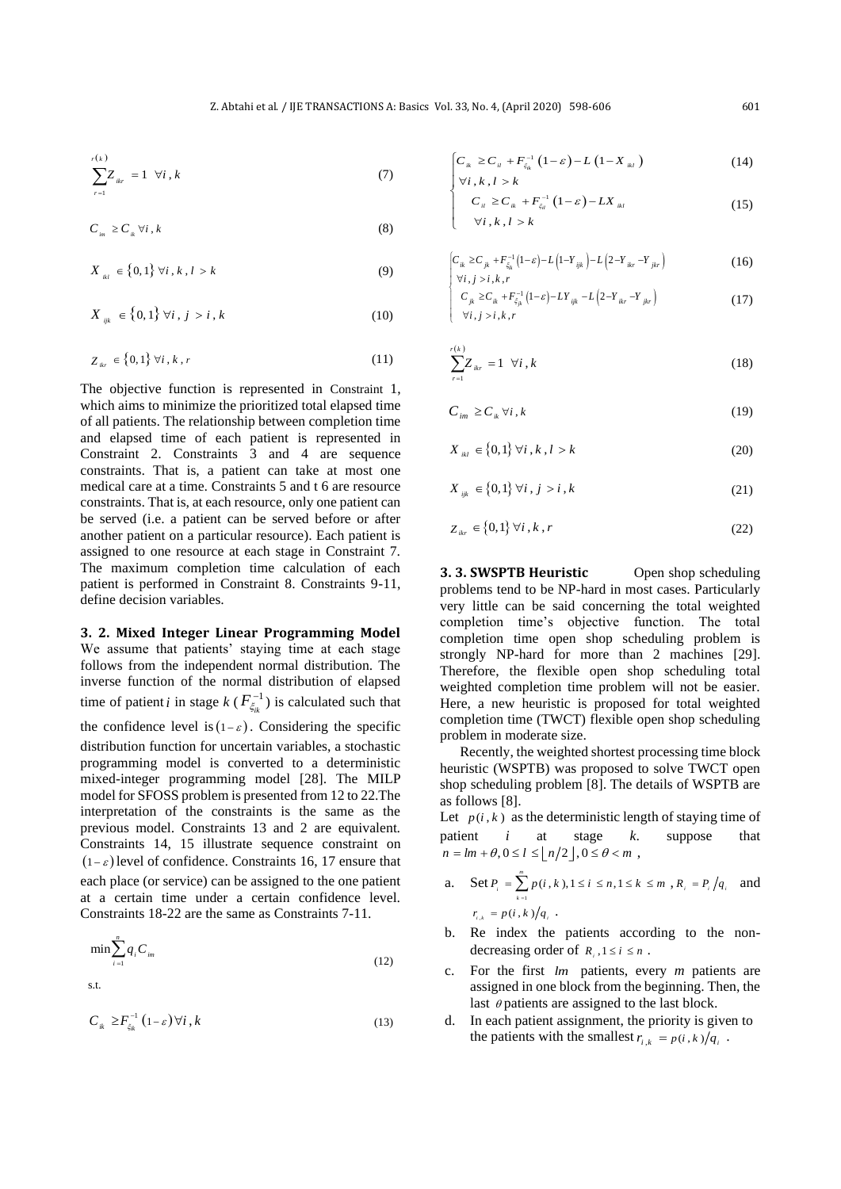$$\sum_{r=1}^{r(k)} Z_{ikr} = 1 \quad \forall i, k \tag{7}$$

$$C_{im} \geq C_{ik} \; \forall i, k \tag{8}$$

$$X_{ikl} \in \{0,1\} \; \forall i, k, l > k \tag{9}$$

$$X_{ijk} \in \{0,1\} \; \forall i, j > i, k \tag{10}$$

$$Z_{ikr} \in \{0,1\} \; \forall i, k, r \tag{11}$$

The objective function is represented in Constraint 1, which aims to minimize the prioritized total elapsed time of all patients. The relationship between completion time and elapsed time of each patient is represented in Constraint 2. Constraints 3 and 4 are sequence constraints. That is, a patient can take at most one medical care at a time. Constraints 5 and t 6 are resource constraints. That is, at each resource, only one patient can be served (i.e. a patient can be served before or after another patient on a particular resource). Each patient is assigned to one resource at each stage in Constraint 7. The maximum completion time calculation of each patient is performed in Constraint 8. Constraints 9-11, define decision variables.

### 3. 2. Mixed Integer Linear Programming Model

We assume that patients' staying time at each stage follows from the independent normal distribution. The inverse function of the normal distribution of elapsed time of patient $i$ in stage $k$ ($F_{\xi_{ik}}^{-1}$) is calculated such that the confidence level is $(1-\varepsilon)$. Considering the specific distribution function for uncertain variables, a stochastic programming model is converted to a deterministic mixed-integer programming model [28]. The MILP model for SFOSS problem is presented from 12 to 22.The interpretation of the constraints is the same as the previous model. Constraints 13 and 2 are equivalent. Constraints 14, 15 illustrate sequence constraint on $(1-\varepsilon)$ level of confidence. Constraints 16, 17 ensure that each place (or service) can be assigned to the one patient at a certain time under a certain confidence level. Constraints 18-22 are the same as Constraints 7-11.

$$\min \sum_{i=1}^{n} q_i C_{im} \tag{12}$$

s.t.

$$C_{ik} \geq F_{\xi_{ik}}^{-1}(1-\varepsilon) \; \forall i, k \tag{13}$$

$$\begin{cases} C_{ik} \geq C_{il} + F_{\xi_{ik}}^{-1}(1-\varepsilon) - L(1 - X_{ikl}) & (14) \\ \forall i, k, l > k & \\ C_{il} \geq C_{ik} + F_{\xi_{il}}^{-1}(1-\varepsilon) - LX_{ikl} & (15) \\ \forall i, k, l > k & \end{cases}$$

$$\begin{cases} C_{ik} \geq C_{jk} + F_{\xi_{ik}}^{-1}(1-\varepsilon) - L(1-Y_{ijk}) - L(2-Y_{ikr}-Y_{jkr}) & (16) \\ \forall i, j > i, k, r & \\ C_{jk} \geq C_{ik} + F_{\xi_{jk}}^{-1}(1-\varepsilon) - LY_{ijk} - L(2-Y_{ikr}-Y_{jkr}) & (17) \\ \forall i, j > i, k, r & \end{cases}$$

$$\sum_{r=1}^{r(k)} Z_{ikr} = 1 \quad \forall i, k \tag{18}$$

$$C_{im} \geq C_{ik} \; \forall i, k \tag{19}$$

$$X_{ikl} \in \{0,1\} \; \forall i, k, l > k \tag{20}$$

$$X_{ijk} \in \{0,1\} \; \forall i, j > i, k \tag{21}$$

$$Z_{ikr} \in \{0,1\} \; \forall i, k, r \tag{22}$$

### 3. 3. SWSPTB Heuristic

Open shop scheduling problems tend to be NP-hard in most cases. Particularly very little can be said concerning the total weighted completion time's objective function. The total completion time open shop scheduling problem is strongly NP-hard for more than 2 machines [29]. Therefore, the flexible open shop scheduling total weighted completion time problem will not be easier. Here, a new heuristic is proposed for total weighted completion time (TWCT) flexible open shop scheduling problem in moderate size.

Recently, the weighted shortest processing time block heuristic (WSPTB) was proposed to solve TWCT open shop scheduling problem [8]. The details of WSPTB are as follows [8].

Let $p(i,k)$ as the deterministic length of staying time of patient $i$ at stage $k$. suppose that $n = lm + \theta, 0 \leq l \leq \lfloor n/2 \rfloor, 0 \leq \theta < m$,

a. Set $P_i = \sum_{k=1}^{m} p(i,k), 1 \leq i \leq n, 1 \leq k \leq m$, $R_i = P_i / q_i$ and $r_{i,k} = p(i,k)/q_i$.
b. Re index the patients according to the non-decreasing order of $R_i, 1 \leq i \leq n$.
c. For the first $lm$ patients, every $m$ patients are assigned in one block from the beginning. Then, the last $\theta$ patients are assigned to the last block.
d. In each patient assignment, the priority is given to the patients with the smallest $r_{i,k} = p(i,k)/q_i$.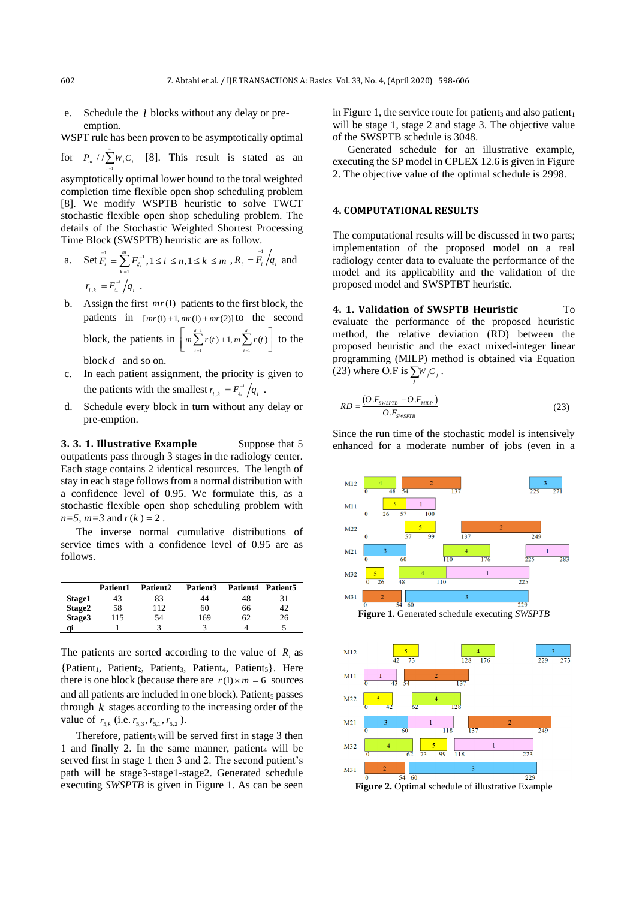e. Schedule the $l$ blocks without any delay or pre-emption.

WSPT rule has been proven to be asymptotically optimal for $P_m // \sum_{i=1}^{n} W_i C_i$ [8]. This result is stated as an asymptotically optimal lower bound to the total weighted completion time flexible open shop scheduling problem [8]. We modify WSPTB heuristic to solve TWCT stochastic flexible open shop scheduling problem. The details of the Stochastic Weighted Shortest Processing Time Block (SWSPTB) heuristic are as follow.

a. Set $\overset{-1}{F_i} = \sum_{k=1}^{m} F_{\xi_{ik}}^{-1}, 1 \le i \le n, 1 \le k \le m$ , $R_i = \overset{-1}{F_i} \big/ q_i$ and $r_{i,k} = F_{\xi_{ik}}^{-1} \big/ q_i$ .

b. Assign the first $mr(1)$ patients to the first block, the patients in $[mr(1)+1, mr(1)+mr(2)]$ to the second block, the patients in $\left[ m\sum_{t=1}^{d-1} r(t)+1, m\sum_{t=1}^{d} r(t) \right]$ to the block $d$ and so on.

c. In each patient assignment, the priority is given to the patients with the smallest $r_{i,k} = F_{\xi_{ik}}^{-1} \big/ q_i$ .

d. Schedule every block in turn without any delay or pre-emption.

**3. 3. 1. Illustrative Example** Suppose that 5 outpatients pass through 3 stages in the radiology center. Each stage contains 2 identical resources. The length of stay in each stage follows from a normal distribution with a confidence level of 0.95. We formulate this, as a stochastic flexible open shop scheduling problem with $n=5$, $m=3$ and $r(k) = 2$ .

The inverse normal cumulative distributions of service times with a confidence level of 0.95 are as follows.

| | Patient1 | Patient2 | Patient3 | Patient4 | Patient5 |
|---|---|---|---|---|---|
| **Stage1** | 43 | 83 | 44 | 48 | 31 |
| **Stage2** | 58 | 112 | 60 | 66 | 42 |
| **Stage3** | 115 | 54 | 169 | 62 | 26 |
| **qi** | 1 | 3 | 3 | 4 | 5 |

The patients are sorted according to the value of $R_i$ as {Patient$_1$, Patient$_2$, Patient$_3$, Patient$_4$, Patient$_5$}. Here there is one block (because there are $r(1) \times m = 6$ sources and all patients are included in one block). Patient$_5$ passes through $k$ stages according to the increasing order of the value of $r_{5,k}$ (i.e. $r_{5,3}, r_{5,1}, r_{5,2}$ ).

Therefore, patient$_5$ will be served first in stage 3 then 1 and finally 2. In the same manner, patient$_4$ will be served first in stage 1 then 3 and 2. The second patient's path will be stage3-stage1-stage2. Generated schedule executing *SWSPTB* is given in Figure 1. As can be seen in Figure 1, the service route for patient$_3$ and also patient$_1$ will be stage 1, stage 2 and stage 3. The objective value of the SWSPTB schedule is 3048.

Generated schedule for an illustrative example, executing the SP model in CPLEX 12.6 is given in Figure 2. The objective value of the optimal schedule is 2998.

## 4. COMPUTATIONAL RESULTS

The computational results will be discussed in two parts; implementation of the proposed model on a real radiology center data to evaluate the performance of the model and its applicability and the validation of the proposed model and SWSPTBT heuristic.

**4. 1. Validation of SWSPTB Heuristic** To evaluate the performance of the proposed heuristic method, the relative deviation (RD) between the proposed heuristic and the exact mixed-integer linear programming (MILP) method is obtained via Equation (23) where O.F is $\sum_j W_j C_j$ .

$$RD = \frac{(O.F_{SWSPTB} - O.F_{MILP})}{O.F_{SWSPTB}} \tag{23}$$

Since the run time of the stochastic model is intensively enhanced for a moderate number of jobs (even in a

**Figure 1.** Generated schedule executing *SWSPTB*

**Figure 2.** Optimal schedule of illustrative Example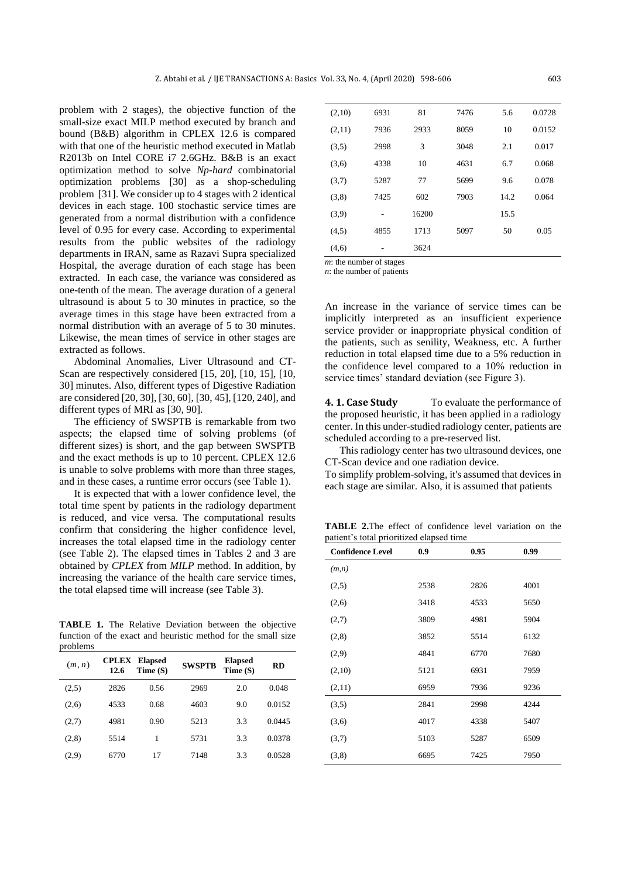problem with 2 stages), the objective function of the small-size exact MILP method executed by branch and bound (B&B) algorithm in CPLEX 12.6 is compared with that one of the heuristic method executed in Matlab R2013b on Intel CORE i7 2.6GHz. B&B is an exact optimization method to solve *Np-hard* combinatorial optimization problems [30] as a shop-scheduling problem [31]. We consider up to 4 stages with 2 identical devices in each stage. 100 stochastic service times are generated from a normal distribution with a confidence level of 0.95 for every case. According to experimental results from the public websites of the radiology departments in IRAN, same as Razavi Supra specialized Hospital, the average duration of each stage has been extracted. In each case, the variance was considered as one-tenth of the mean. The average duration of a general ultrasound is about 5 to 30 minutes in practice, so the average times in this stage have been extracted from a normal distribution with an average of 5 to 30 minutes. Likewise, the mean times of service in other stages are extracted as follows.

Abdominal Anomalies, Liver Ultrasound and CT-Scan are respectively considered [15, 20], [10, 15], [10, 30] minutes. Also, different types of Digestive Radiation are considered [20, 30], [30, 60], [30, 45], [120, 240], and different types of MRI as [30, 90].

The efficiency of SWSPTB is remarkable from two aspects; the elapsed time of solving problems (of different sizes) is short, and the gap between SWSPTB and the exact methods is up to 10 percent. CPLEX 12.6 is unable to solve problems with more than three stages, and in these cases, a runtime error occurs (see Table 1).

It is expected that with a lower confidence level, the total time spent by patients in the radiology department is reduced, and vice versa. The computational results confirm that considering the higher confidence level, increases the total elapsed time in the radiology center (see Table 2). The elapsed times in Tables 2 and 3 are obtained by *CPLEX* from *MILP* method. In addition, by increasing the variance of the health care service times, the total elapsed time will increase (see Table 3).

**TABLE 1.** The Relative Deviation between the objective function of the exact and heuristic method for the small size problems

| $(m,n)$ | CPLEX 12.6 | Elapsed Time (S) | SWSPTB | Elapsed Time (S) | RD |
|---|---|---|---|---|---|
| (2,5) | 2826 | 0.56 | 2969 | 2.0 | 0.048 |
| (2,6) | 4533 | 0.68 | 4603 | 9.0 | 0.0152 |
| (2,7) | 4981 | 0.90 | 5213 | 3.3 | 0.0445 |
| (2,8) | 5514 | 1 | 5731 | 3.3 | 0.0378 |
| (2,9) | 6770 | 17 | 7148 | 3.3 | 0.0528 |
| (2,10) | 6931 | 81 | 7476 | 5.6 | 0.0728 |
| (2,11) | 7936 | 2933 | 8059 | 10 | 0.0152 |
| (3,5) | 2998 | 3 | 3048 | 2.1 | 0.017 |
| (3,6) | 4338 | 10 | 4631 | 6.7 | 0.068 |
| (3,7) | 5287 | 77 | 5699 | 9.6 | 0.078 |
| (3,8) | 7425 | 602 | 7903 | 14.2 | 0.064 |
| (3,9) | - | 16200 | | 15.5 | |
| (4,5) | 4855 | 1713 | 5097 | 50 | 0.05 |
| (4,6) | - | 3624 | | | |

*m*: the number of stages
*n*: the number of patients

An increase in the variance of service times can be implicitly interpreted as an insufficient experience service provider or inappropriate physical condition of the patients, such as senility, Weakness, etc. A further reduction in total elapsed time due to a 5% reduction in the confidence level compared to a 10% reduction in service times' standard deviation (see Figure 3).

### 4. 1. Case Study

To evaluate the performance of the proposed heuristic, it has been applied in a radiology center. In this under-studied radiology center, patients are scheduled according to a pre-reserved list.

This radiology center has two ultrasound devices, one CT-Scan device and one radiation device.

To simplify problem-solving, it's assumed that devices in each stage are similar. Also, it is assumed that patients

**TABLE 2.** The effect of confidence level variation on the patient's total prioritized elapsed time

| Confidence Level | 0.9 | 0.95 | 0.99 |
|---|---|---|---|
| *(m,n)* | | | |
| (2,5) | 2538 | 2826 | 4001 |
| (2,6) | 3418 | 4533 | 5650 |
| (2,7) | 3809 | 4981 | 5904 |
| (2,8) | 3852 | 5514 | 6132 |
| (2,9) | 4841 | 6770 | 7680 |
| (2,10) | 5121 | 6931 | 7959 |
| (2,11) | 6959 | 7936 | 9236 |
| (3,5) | 2841 | 2998 | 4244 |
| (3,6) | 4017 | 4338 | 5407 |
| (3,7) | 5103 | 5287 | 6509 |
| (3,8) | 6695 | 7425 | 7950 |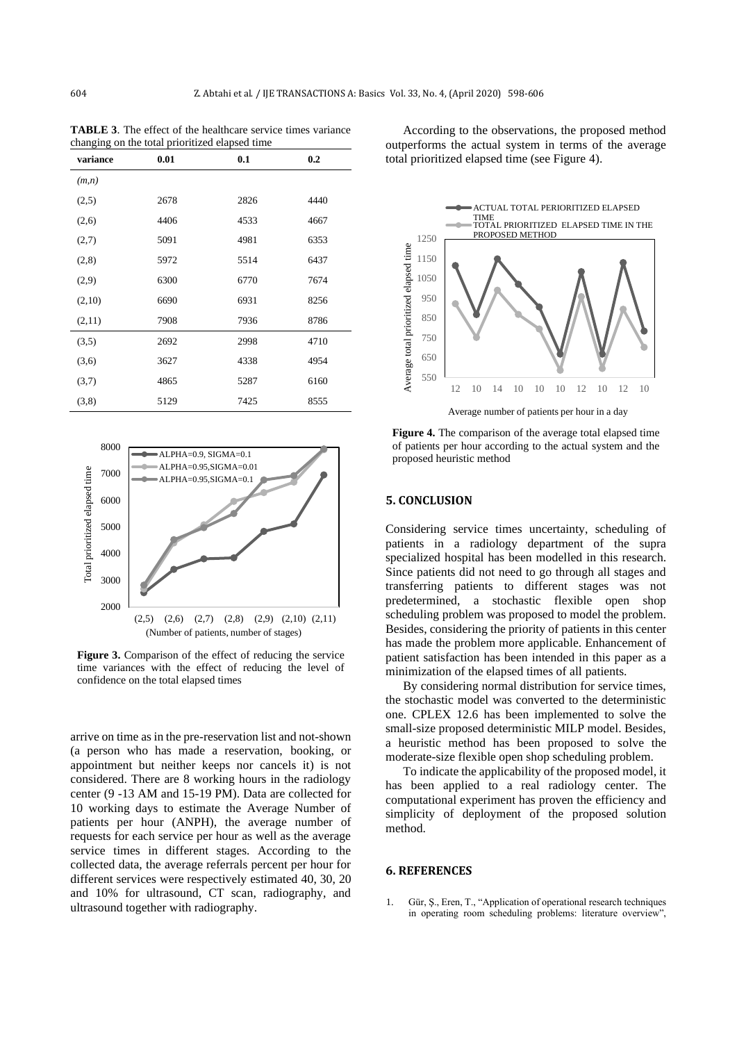**TABLE 3**. The effect of the healthcare service times variance changing on the total prioritized elapsed time

| variance | 0.01 | 0.1 | 0.2 |
|---|---|---|---|
| *(m,n)* | | | |
| (2,5) | 2678 | 2826 | 4440 |
| (2,6) | 4406 | 4533 | 4667 |
| (2,7) | 5091 | 4981 | 6353 |
| (2,8) | 5972 | 5514 | 6437 |
| (2,9) | 6300 | 6770 | 7674 |
| (2,10) | 6690 | 6931 | 8256 |
| (2,11) | 7908 | 7936 | 8786 |
| (3,5) | 2692 | 2998 | 4710 |
| (3,6) | 3627 | 4338 | 4954 |
| (3,7) | 4865 | 5287 | 6160 |
| (3,8) | 5129 | 7425 | 8555 |

**Figure 3.** Comparison of the effect of reducing the service time variances with the effect of reducing the level of confidence on the total elapsed times

arrive on time as in the pre-reservation list and not-shown (a person who has made a reservation, booking, or appointment but neither keeps nor cancels it) is not considered. There are 8 working hours in the radiology center (9 -13 AM and 15-19 PM). Data are collected for 10 working days to estimate the Average Number of patients per hour (ANPH), the average number of requests for each service per hour as well as the average service times in different stages. According to the collected data, the average referrals percent per hour for different services were respectively estimated 40, 30, 20 and 10% for ultrasound, CT scan, radiography, and ultrasound together with radiography.

According to the observations, the proposed method outperforms the actual system in terms of the average total prioritized elapsed time (see Figure 4).

**Figure 4.** The comparison of the average total elapsed time of patients per hour according to the actual system and the proposed heuristic method

## 5. CONCLUSION

Considering service times uncertainty, scheduling of patients in a radiology department of the supra specialized hospital has been modelled in this research. Since patients did not need to go through all stages and transferring patients to different stages was not predetermined, a stochastic flexible open shop scheduling problem was proposed to model the problem. Besides, considering the priority of patients in this center has made the problem more applicable. Enhancement of patient satisfaction has been intended in this paper as a minimization of the elapsed times of all patients.

By considering normal distribution for service times, the stochastic model was converted to the deterministic one. CPLEX 12.6 has been implemented to solve the small-size proposed deterministic MILP model. Besides, a heuristic method has been proposed to solve the moderate-size flexible open shop scheduling problem.

To indicate the applicability of the proposed model, it has been applied to a real radiology center. The computational experiment has proven the efficiency and simplicity of deployment of the proposed solution method.

## 6. REFERENCES

1. Gür, Ş., Eren, T., "Application of operational research techniques in operating room scheduling problems: literature overview",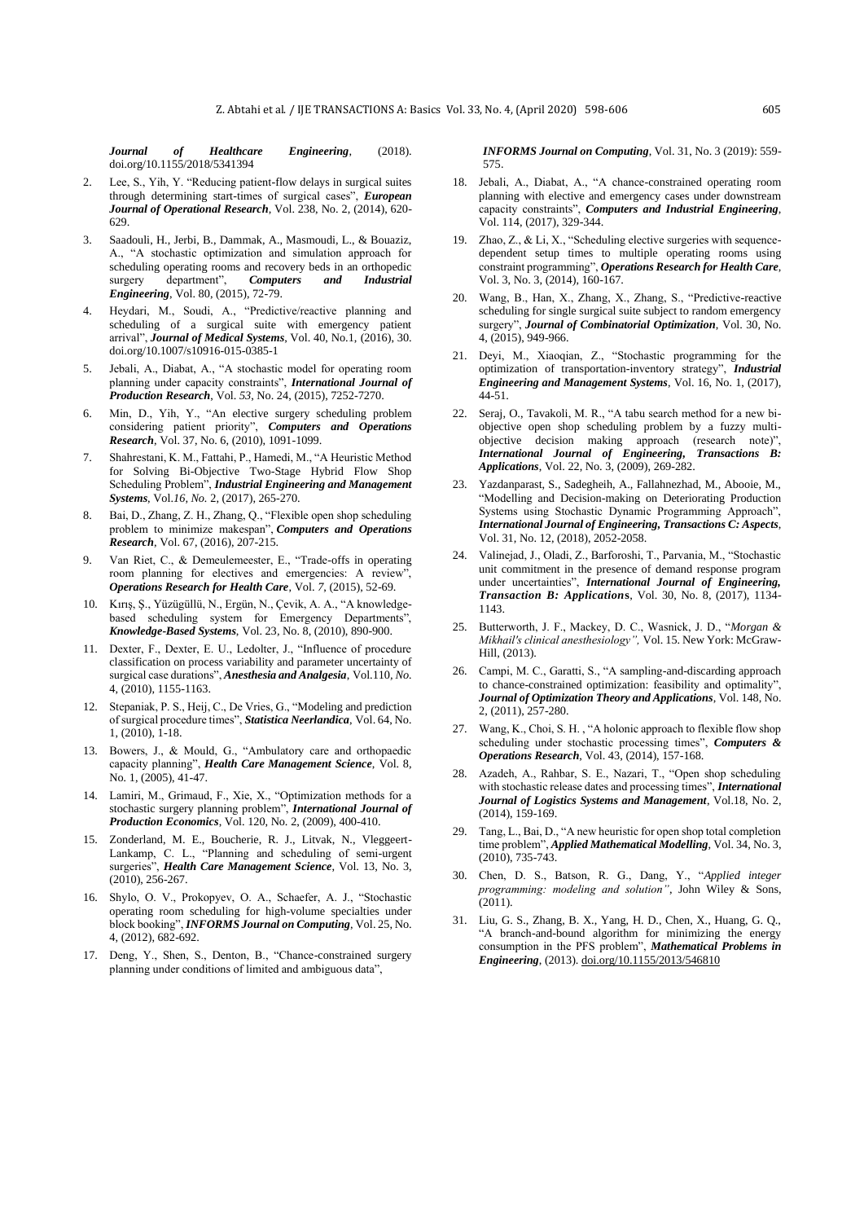*Journal of Healthcare Engineering*, (2018). doi.org/10.1155/2018/5341394

2. Lee, S., Yih, Y. "Reducing patient-flow delays in surgical suites through determining start-times of surgical cases", ***European Journal of Operational Research***, Vol. 238, No. 2, (2014), 620-629.
3. Saadouli, H., Jerbi, B., Dammak, A., Masmoudi, L., & Bouaziz, A., "A stochastic optimization and simulation approach for scheduling operating rooms and recovery beds in an orthopedic surgery department", ***Computers and Industrial Engineering***, Vol. 80, (2015), 72-79.
4. Heydari, M., Soudi, A., "Predictive/reactive planning and scheduling of a surgical suite with emergency patient arrival", ***Journal of Medical Systems***, Vol. 40, No.1, (2016), 30. doi.org/10.1007/s10916-015-0385-1
5. Jebali, A., Diabat, A., "A stochastic model for operating room planning under capacity constraints", ***International Journal of Production Research***, Vol. *53*, No. 24, (2015), 7252-7270.
6. Min, D., Yih, Y., "An elective surgery scheduling problem considering patient priority", ***Computers and Operations Research***, Vol. 37, No. 6, (2010), 1091-1099.
7. Shahrestani, K. M., Fattahi, P., Hamedi, M., "A Heuristic Method for Solving Bi-Objective Two-Stage Hybrid Flow Shop Scheduling Problem", ***Industrial Engineering and Management Systems***, Vol.*16*, *No.* 2, (2017), 265-270.
8. Bai, D., Zhang, Z. H., Zhang, Q., "Flexible open shop scheduling problem to minimize makespan", ***Computers and Operations Research***, Vol. 67, (2016), 207-215.
9. Van Riet, C., & Demeulemeester, E., "Trade-offs in operating room planning for electives and emergencies: A review", ***Operations Research for Health Care***, Vol. *7*, (2015), 52-69.
10. Kırış, Ş., Yüzügüllü, N., Ergün, N., Çevik, A. A., "A knowledge-based scheduling system for Emergency Departments", ***Knowledge-Based Systems***, Vol. 23, No. 8, (2010), 890-900.
11. Dexter, F., Dexter, E. U., Ledolter, J., "Influence of procedure classification on process variability and parameter uncertainty of surgical case durations", ***Anesthesia and Analgesia***, Vol.110, *No.* 4, (2010), 1155-1163.
12. Stepaniak, P. S., Heij, C., De Vries, G., "Modeling and prediction of surgical procedure times", ***Statistica Neerlandica***, Vol. 64, No. 1, (2010), 1-18.
13. Bowers, J., & Mould, G., "Ambulatory care and orthopaedic capacity planning", ***Health Care Management Science***, Vol. 8, No. 1, (2005), 41-47.
14. Lamiri, M., Grimaud, F., Xie, X., "Optimization methods for a stochastic surgery planning problem", ***International Journal of Production Economics***, Vol. 120, No. 2, (2009), 400-410.
15. Zonderland, M. E., Boucherie, R. J., Litvak, N., Vleggeert-Lankamp, C. L., "Planning and scheduling of semi-urgent surgeries", ***Health Care Management Science***, Vol. 13, No. 3, (2010), 256-267.
16. Shylo, O. V., Prokopyev, O. A., Schaefer, A. J., "Stochastic operating room scheduling for high-volume specialties under block booking", ***INFORMS Journal on Computing***, Vol. 25, No. 4, (2012), 682-692.
17. Deng, Y., Shen, S., Denton, B., "Chance-constrained surgery planning under conditions of limited and ambiguous data", ***INFORMS Journal on Computing***, Vol. 31, No. 3 (2019): 559-575.
18. Jebali, A., Diabat, A., "A chance-constrained operating room planning with elective and emergency cases under downstream capacity constraints", ***Computers and Industrial Engineering***, Vol. 114, (2017), 329-344.
19. Zhao, Z., & Li, X., "Scheduling elective surgeries with sequence-dependent setup times to multiple operating rooms using constraint programming", ***Operations Research for Health Care***, Vol. 3, No. 3, (2014), 160-167.
20. Wang, B., Han, X., Zhang, X., Zhang, S., "Predictive-reactive scheduling for single surgical suite subject to random emergency surgery", ***Journal of Combinatorial Optimization***, Vol. 30, No. 4, (2015), 949-966.
21. Deyi, M., Xiaoqian, Z., "Stochastic programming for the optimization of transportation-inventory strategy", ***Industrial Engineering and Management Systems***, Vol. 16, No. 1, (2017), 44-51.
22. Seraj, O., Tavakoli, M. R., "A tabu search method for a new bi-objective open shop scheduling problem by a fuzzy multi-objective decision making approach (research note)", ***International Journal of Engineering, Transactions B: Applications***, Vol. 22, No. 3, (2009), 269-282.
23. Yazdanparast, S., Sadegheih, A., Fallahnezhad, M., Abooie, M., "Modelling and Decision-making on Deteriorating Production Systems using Stochastic Dynamic Programming Approach", ***International Journal of Engineering, Transactions C: Aspects***, Vol. 31, No. 12, (2018), 2052-2058.
24. Valinejad, J., Oladi, Z., Barforoshi, T., Parvania, M., "Stochastic unit commitment in the presence of demand response program under uncertainties", ***International Journal of Engineering, Transaction B: Applications***, Vol. 30, No. 8, (2017), 1134-1143.
25. Butterworth, J. F., Mackey, D. C., Wasnick, J. D., "*Morgan & Mikhail's clinical anesthesiology",* Vol. 15. New York: McGraw-Hill, (2013).
26. Campi, M. C., Garatti, S., "A sampling-and-discarding approach to chance-constrained optimization: feasibility and optimality", ***Journal of Optimization Theory and Applications***, Vol. 148, No. 2, (2011), 257-280.
27. Wang, K., Choi, S. H. , "A holonic approach to flexible flow shop scheduling under stochastic processing times", ***Computers & Operations Research***, Vol. 43, (2014), 157-168.
28. Azadeh, A., Rahbar, S. E., Nazari, T., "Open shop scheduling with stochastic release dates and processing times", ***International Journal of Logistics Systems and Management***, Vol.18, No. 2, (2014), 159-169.
29. Tang, L., Bai, D., "A new heuristic for open shop total completion time problem", ***Applied Mathematical Modelling***, Vol. 34, No. 3, (2010), 735-743.
30. Chen, D. S., Batson, R. G., Dang, Y., "*Applied integer programming: modeling and solution"*, John Wiley & Sons, (2011).
31. Liu, G. S., Zhang, B. X., Yang, H. D., Chen, X., Huang, G. Q., "A branch-and-bound algorithm for minimizing the energy consumption in the PFS problem", ***Mathematical Problems in Engineering***, (2013). doi.org/10.1155/2013/546810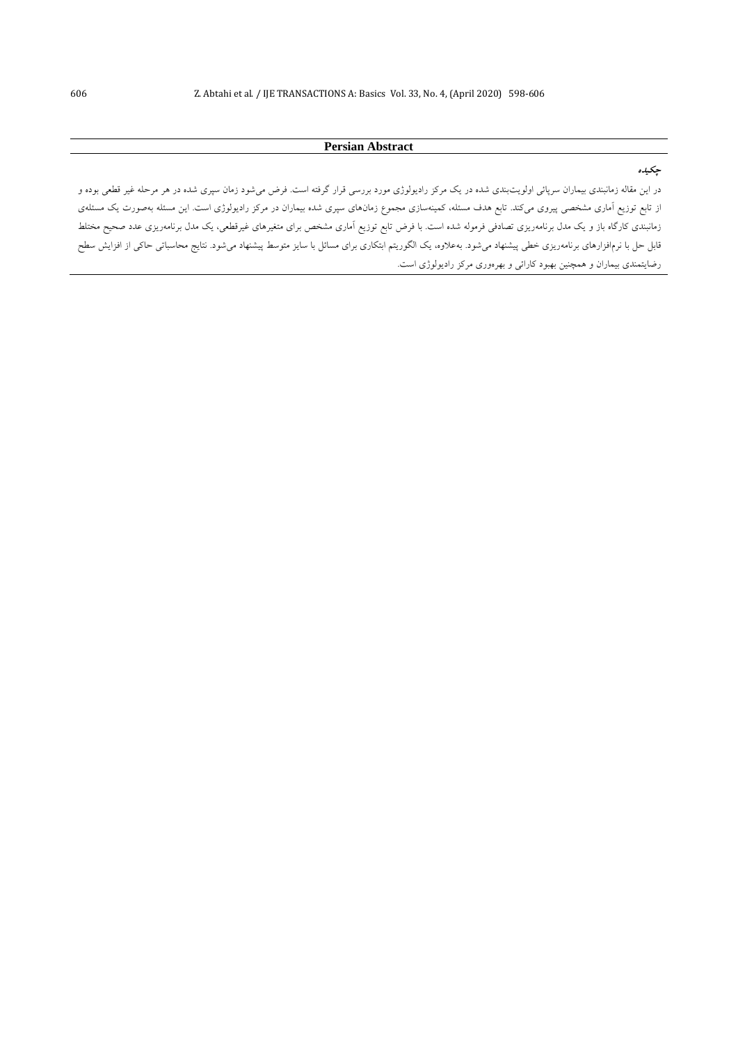## Persian Abstract

**چکیده**

در این مقاله زمانبندی بیماران سرپائی اولویت‌بندی شده در یک مرکز رادیولوژی مورد بررسی قرار گرفته است. فرض می‌شود زمان سپری شده در هر مرحله غیر قطعی بوده و از تابع توزیع آماری مشخصی پیروی می‌کند. تابع هدف مسئله، کمینه‌سازی مجموع زمان‌های سپری شده بیماران در مرکز رادیولوژی است. این مسئله به‌صورت یک مسئله‌ی زمانبندی کارگاه باز و یک مدل برنامه‌ریزی تصادفی فرموله شده است. با فرض تابع توزیع آماری مشخص برای متغیرهای غیرقطعی، یک مدل برنامه‌ریزی عدد صحیح مختلط قابل حل با نرم‌افزارهای برنامه‌ریزی خطی پیشنهاد می‌شود. به‌علاوه، یک الگوریتم ابتکاری برای مسائل با سایز متوسط پیشنهاد می‌شود. نتایج محاسباتی حاکی از افزایش سطح رضایتمندی بیماران و همچنین بهبود کارائی و بهره‌وری مرکز رادیولوژی است.